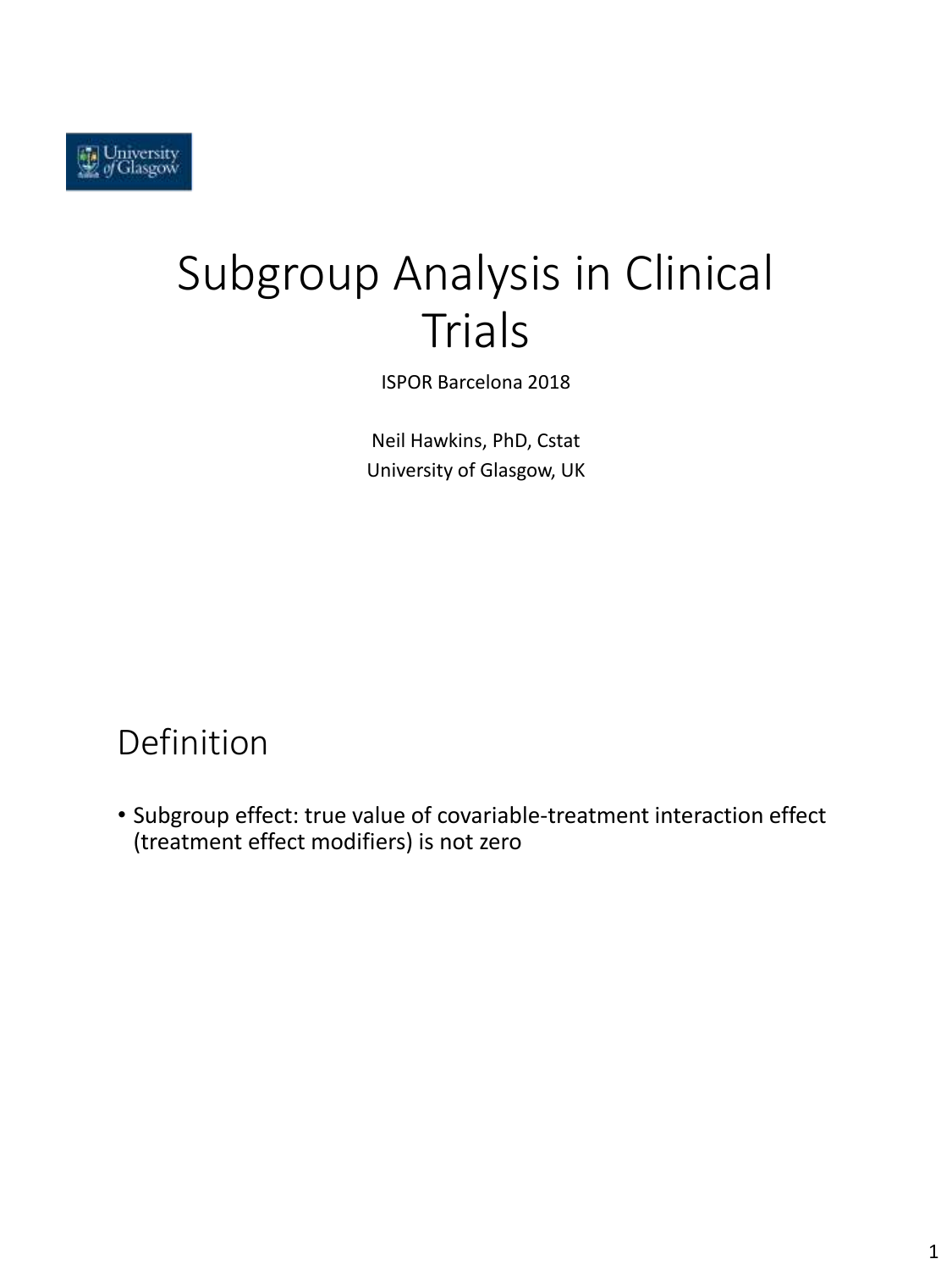# Subgroup Analysis in Clinical Trials

ISPOR Barcelona 2018

Neil Hawkins, PhD, Cstat
University of Glasgow, UK

## Definition

- Subgroup effect: true value of covariable-treatment interaction effect (treatment effect modifiers) is not zero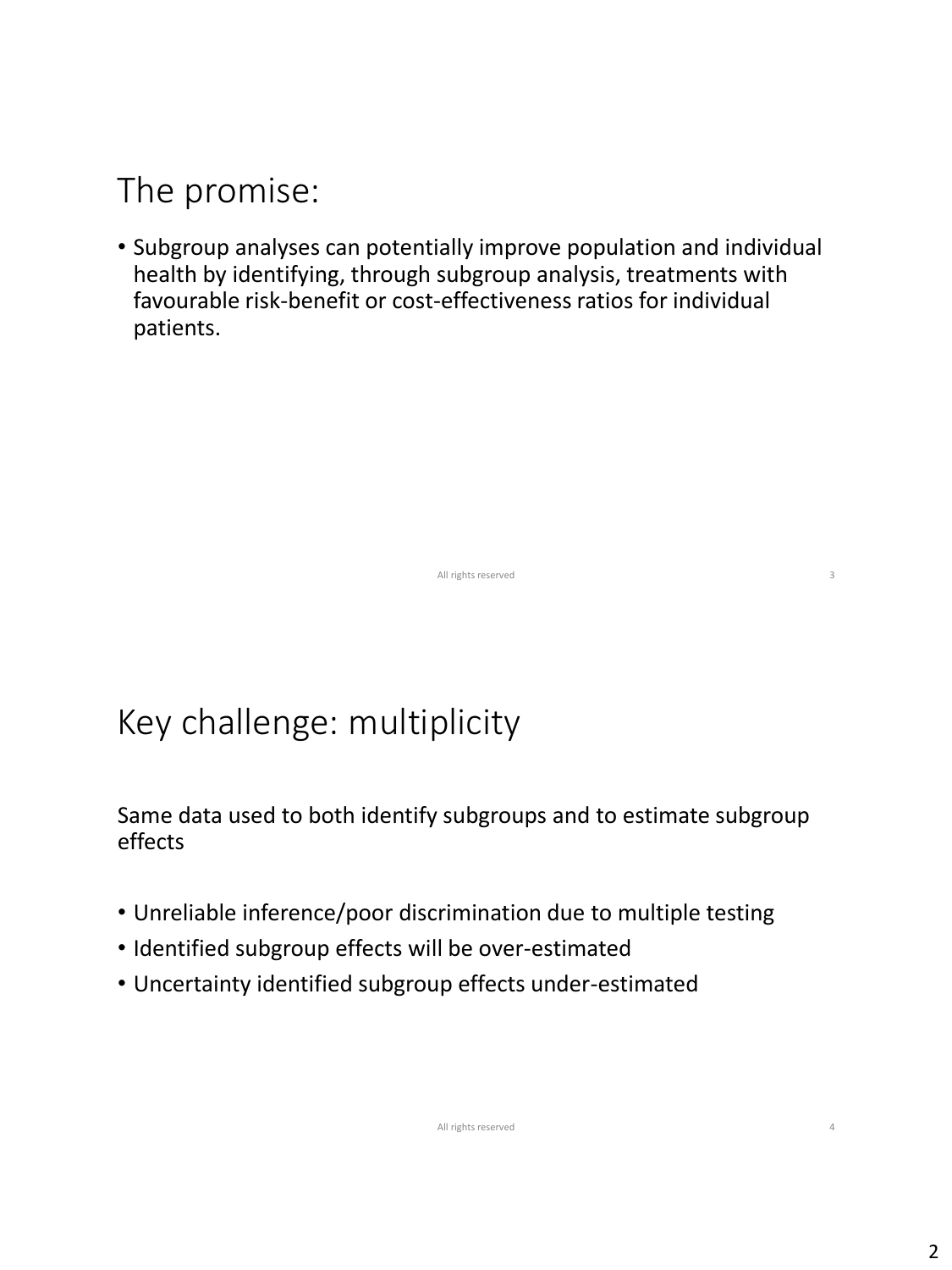# The promise:

- Subgroup analyses can potentially improve population and individual health by identifying, through subgroup analysis, treatments with favourable risk-benefit or cost-effectiveness ratios for individual patients.

# Key challenge: multiplicity

Same data used to both identify subgroups and to estimate subgroup effects

- Unreliable inference/poor discrimination due to multiple testing
- Identified subgroup effects will be over-estimated
- Uncertainty identified subgroup effects under-estimated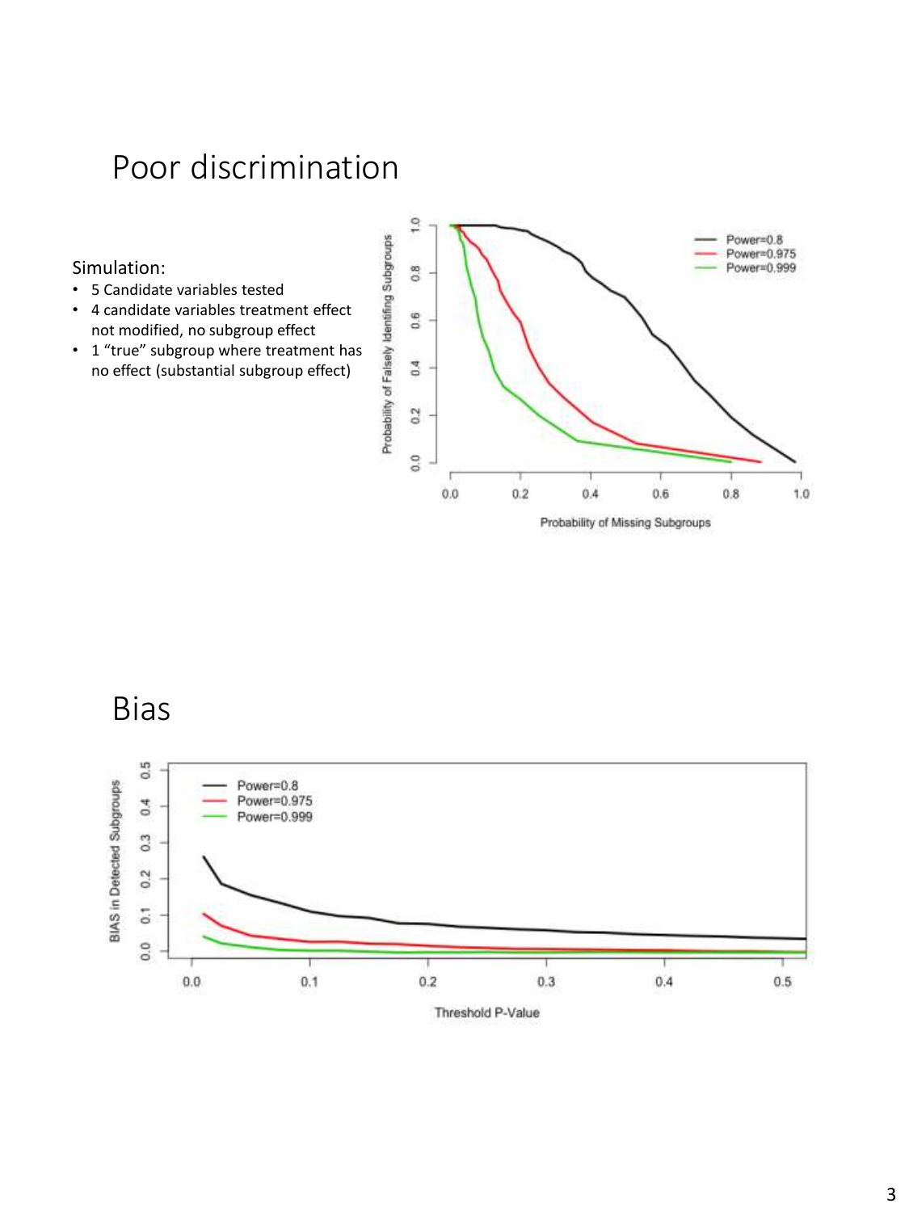# Poor discrimination

Simulation:

- 5 Candidate variables tested
- 4 candidate variables treatment effect not modified, no subgroup effect
- 1 "true" subgroup where treatment has no effect (substantial subgroup effect)

# Bias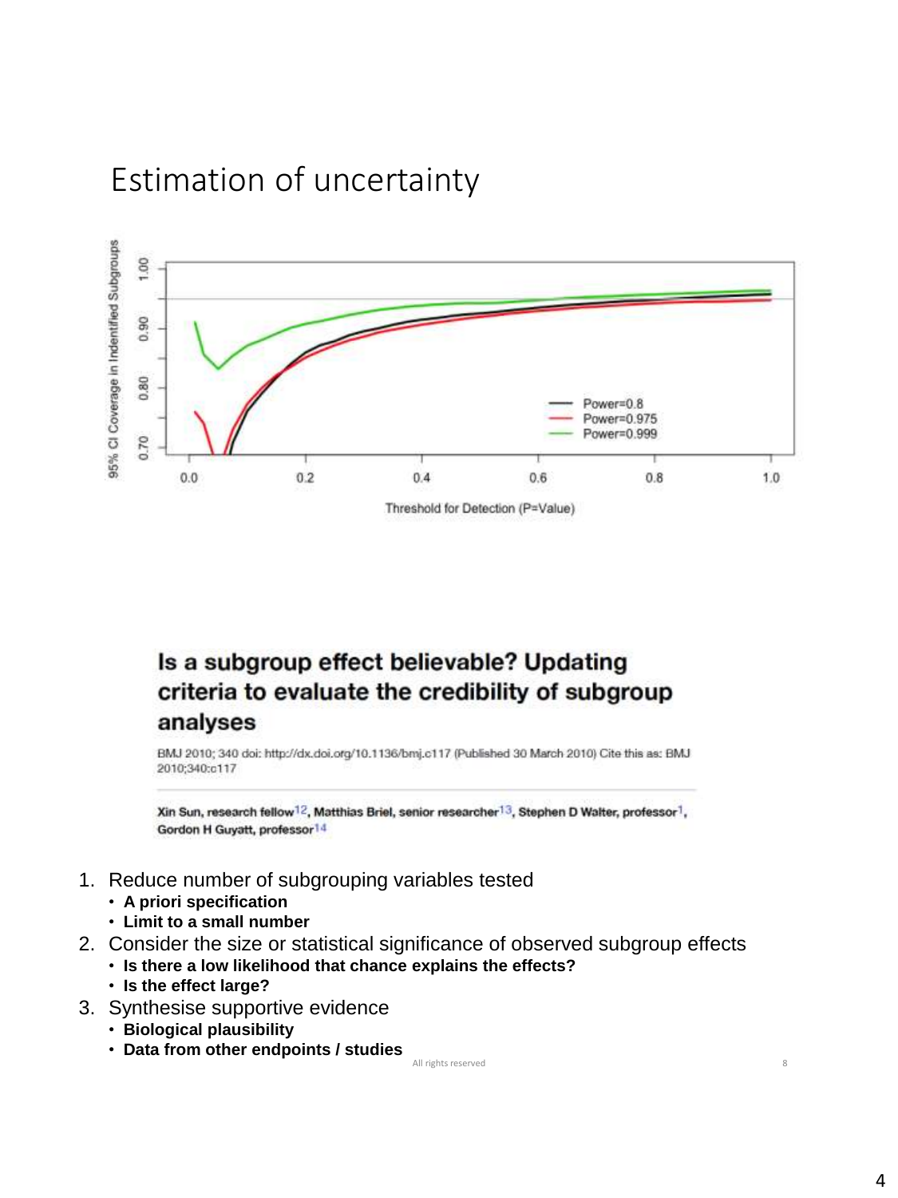# Estimation of uncertainty

**Is a subgroup effect believable? Updating criteria to evaluate the credibility of subgroup analyses**

BMJ 2010; 340 doi: http://dx.doi.org/10.1136/bmj.c117 (Published 30 March 2010) Cite this as: BMJ 2010;340:c117

Xin Sun, research fellow[1,2], Matthias Briel, senior researcher[1,3], Stephen D Walter, professor[1], Gordon H Guyatt, professor[1,4]

1. Reduce number of subgrouping variables tested
   - **A priori specification**
   - **Limit to a small number**
2. Consider the size or statistical significance of observed subgroup effects
   - **Is there a low likelihood that chance explains the effects?**
   - **Is the effect large?**
3. Synthesise supportive evidence
   - **Biological plausibility**
   - **Data from other endpoints / studies**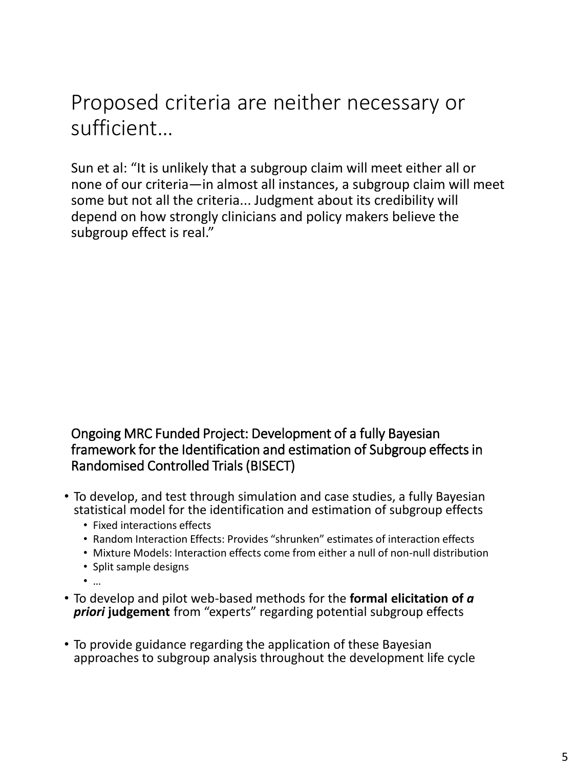# Proposed criteria are neither necessary or sufficient…

Sun et al: "It is unlikely that a subgroup claim will meet either all or none of our criteria—in almost all instances, a subgroup claim will meet some but not all the criteria... Judgment about its credibility will depend on how strongly clinicians and policy makers believe the subgroup effect is real."

## Ongoing MRC Funded Project: Development of a fully Bayesian framework for the Identification and estimation of Subgroup effects in Randomised Controlled Trials (BISECT)

- To develop, and test through simulation and case studies, a fully Bayesian statistical model for the identification and estimation of subgroup effects
  - Fixed interactions effects
  - Random Interaction Effects: Provides "shrunken" estimates of interaction effects
  - Mixture Models: Interaction effects come from either a null of non-null distribution
  - Split sample designs
  - …
- To develop and pilot web-based methods for the **formal elicitation of *a priori* judgement** from "experts" regarding potential subgroup effects
- To provide guidance regarding the application of these Bayesian approaches to subgroup analysis throughout the development life cycle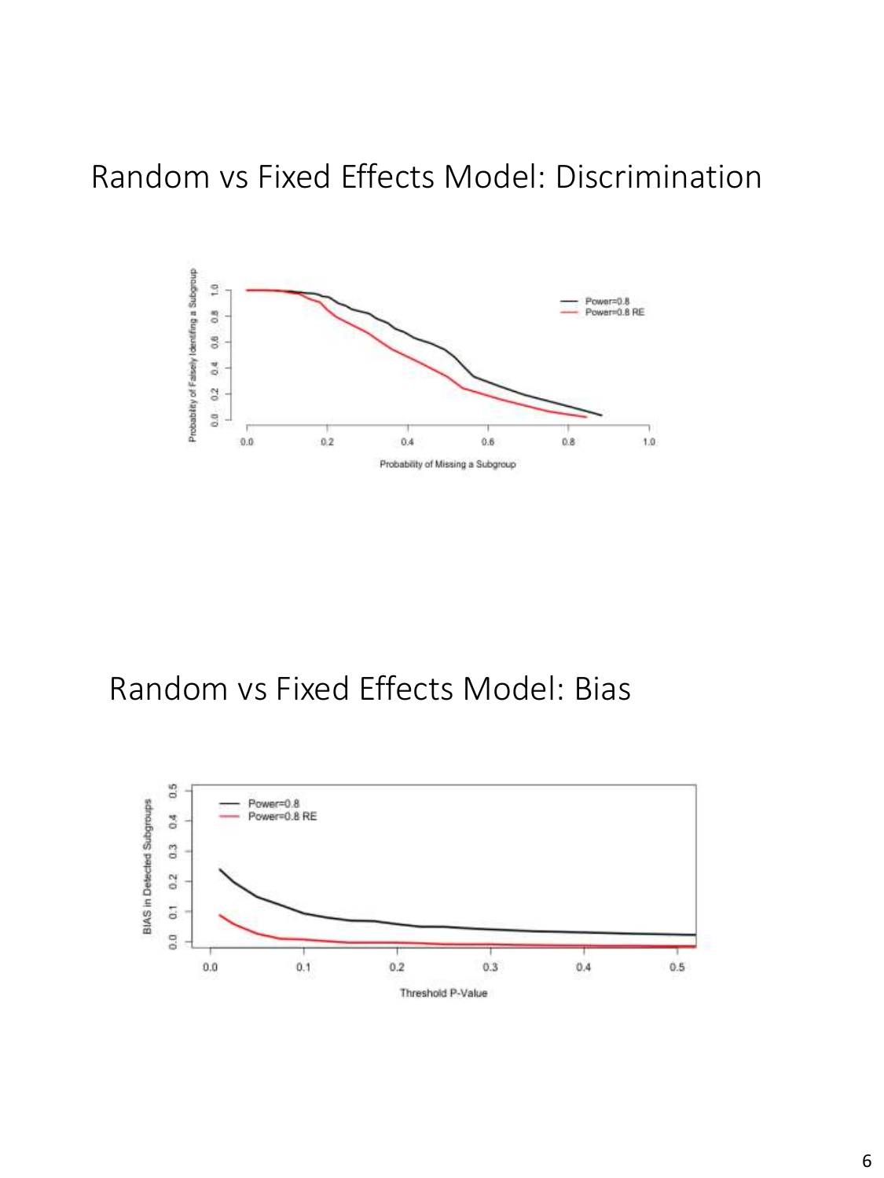# Random vs Fixed Effects Model: Discrimination

# Random vs Fixed Effects Model: Bias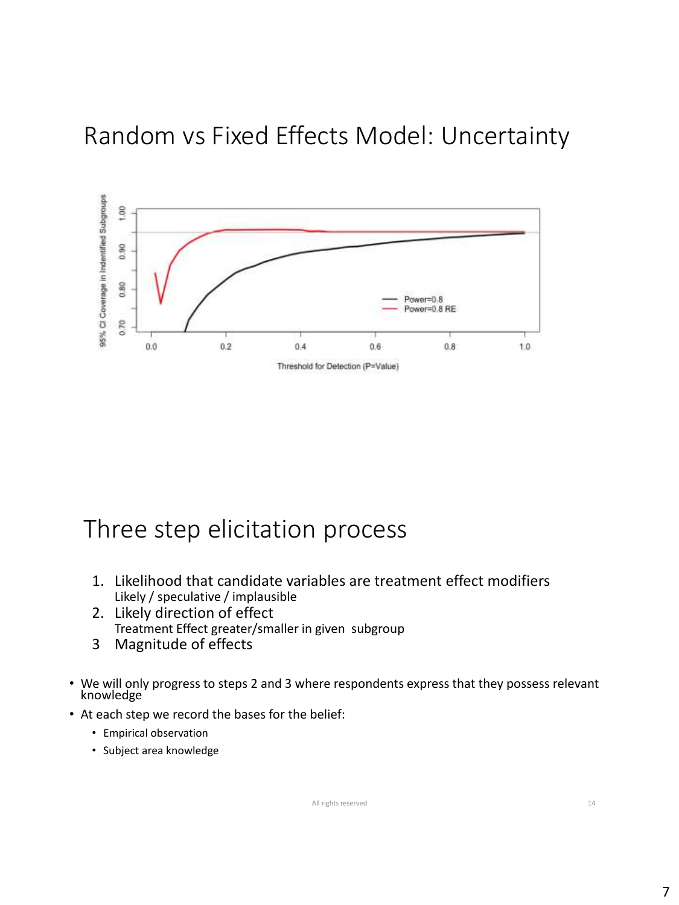# Random vs Fixed Effects Model: Uncertainty

95% CI Coverage in Indentified Subgroups

Threshold for Detection (P-Value)

Power=0.8

Power=0.8 RE

# Three step elicitation process

1. Likelihood that candidate variables are treatment effect modifiers
   Likely / speculative / implausible
2. Likely direction of effect
   Treatment Effect greater/smaller in given subgroup
3. Magnitude of effects

- We will only progress to steps 2 and 3 where respondents express that they possess relevant knowledge
- At each step we record the bases for the belief:
  - Empirical observation
  - Subject area knowledge

All rights reserved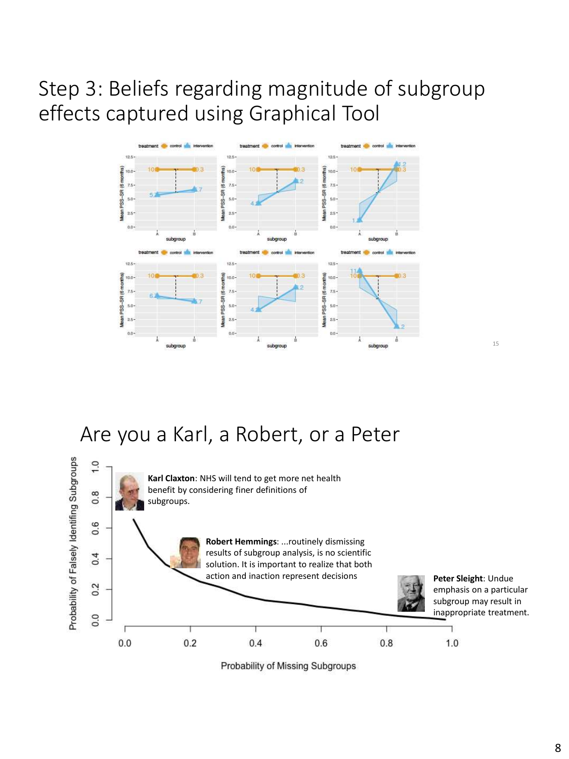## Step 3: Beliefs regarding magnitude of subgroup effects captured using Graphical Tool

## Are you a Karl, a Robert, or a Peter

**Karl Claxton**: NHS will tend to get more net health benefit by considering finer definitions of subgroups.

**Robert Hemmings**: ...routinely dismissing results of subgroup analysis, is no scientific solution. It is important to realize that both action and inaction represent decisions

**Peter Sleight**: Undue emphasis on a particular subgroup may result in inappropriate treatment.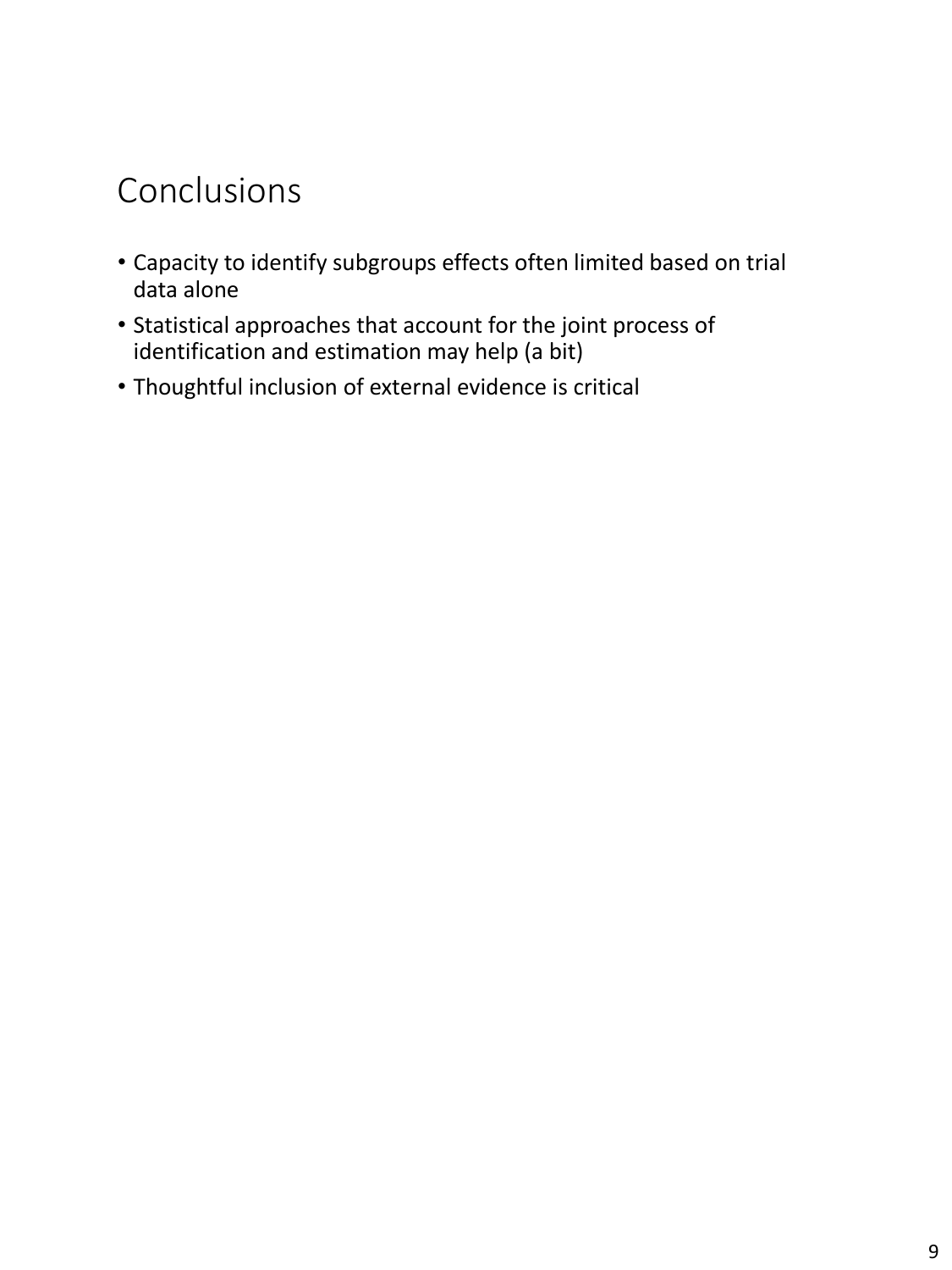# Conclusions

- Capacity to identify subgroups effects often limited based on trial data alone
- Statistical approaches that account for the joint process of identification and estimation may help (a bit)
- Thoughtful inclusion of external evidence is critical